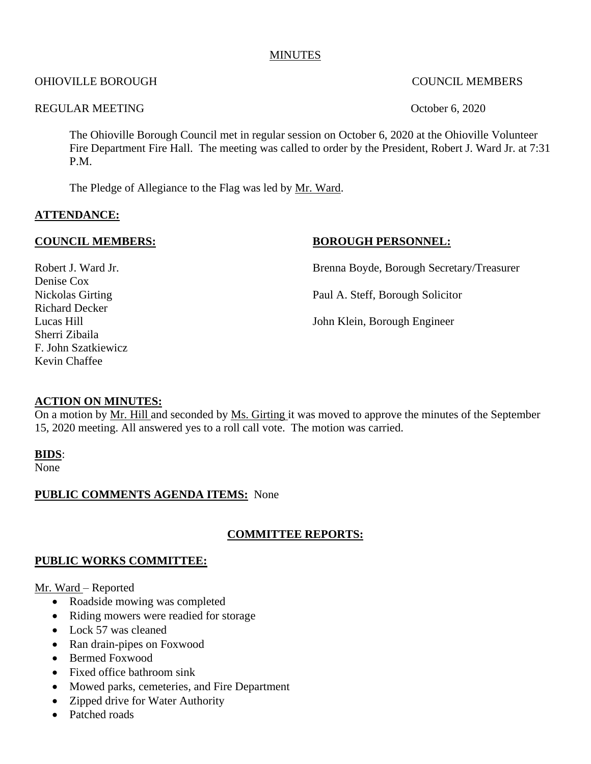MINUTES

OHIOVILLE BOROUGH COUNCIL MEMBERS

REGULAR MEETING October 6, 2020

The Ohioville Borough Council met in regular session on October 6, 2020 at the Ohioville Volunteer Fire Department Fire Hall. The meeting was called to order by the President, Robert J. Ward Jr. at 7:31 P.M.

The Pledge of Allegiance to the Flag was led by Mr. Ward.

**ATTENDANCE:**

**COUNCIL MEMBERS:**

Robert J. Ward Jr.
Denise Cox
Nickolas Girting
Richard Decker
Lucas Hill
Sherri Zibaila
F. John Szatkiewicz
Kevin Chaffee

**BOROUGH PERSONNEL:**

Brenna Boyde, Borough Secretary/Treasurer

Paul A. Steff, Borough Solicitor

John Klein, Borough Engineer

**ACTION ON MINUTES:**

On a motion by Mr. Hill and seconded by Ms. Girting it was moved to approve the minutes of the September 15, 2020 meeting. All answered yes to a roll call vote. The motion was carried.

**BIDS**:
None

**PUBLIC COMMENTS AGENDA ITEMS:** None

**COMMITTEE REPORTS:**

**PUBLIC WORKS COMMITTEE:**

Mr. Ward – Reported

- Roadside mowing was completed
- Riding mowers were readied for storage
- Lock 57 was cleaned
- Ran drain-pipes on Foxwood
- Bermed Foxwood
- Fixed office bathroom sink
- Mowed parks, cemeteries, and Fire Department
- Zipped drive for Water Authority
- Patched roads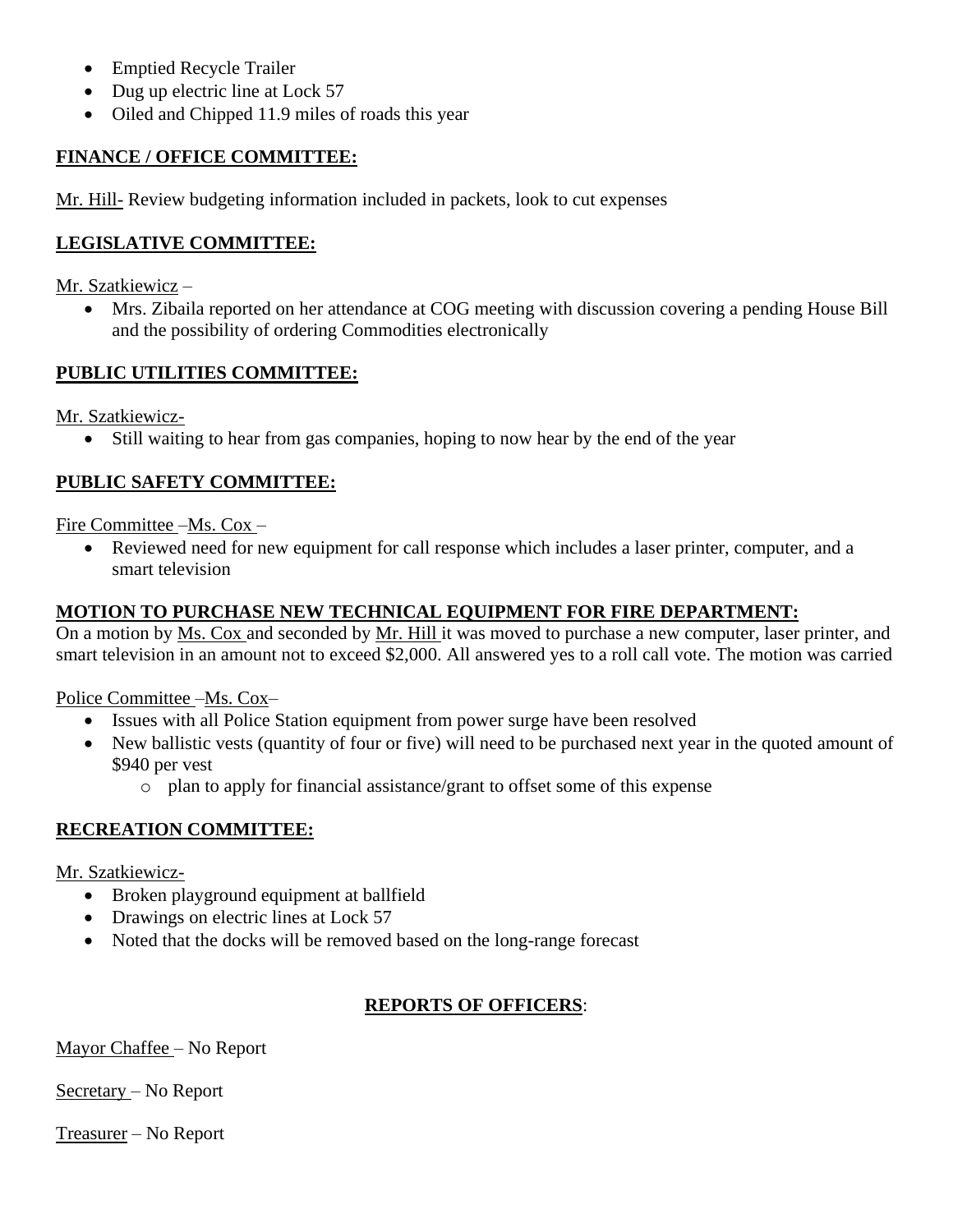- Emptied Recycle Trailer
- Dug up electric line at Lock 57
- Oiled and Chipped 11.9 miles of roads this year

**FINANCE / OFFICE COMMITTEE:**

Mr. Hill- Review budgeting information included in packets, look to cut expenses

**LEGISLATIVE COMMITTEE:**

Mr. Szatkiewicz –

- Mrs. Zibaila reported on her attendance at COG meeting with discussion covering a pending House Bill and the possibility of ordering Commodities electronically

**PUBLIC UTILITIES COMMITTEE:**

Mr. Szatkiewicz-

- Still waiting to hear from gas companies, hoping to now hear by the end of the year

**PUBLIC SAFETY COMMITTEE:**

Fire Committee –Ms. Cox –

- Reviewed need for new equipment for call response which includes a laser printer, computer, and a smart television

**MOTION TO PURCHASE NEW TECHNICAL EQUIPMENT FOR FIRE DEPARTMENT:**

On a motion by Ms. Cox and seconded by Mr. Hill it was moved to purchase a new computer, laser printer, and smart television in an amount not to exceed $2,000. All answered yes to a roll call vote. The motion was carried

Police Committee –Ms. Cox–

- Issues with all Police Station equipment from power surge have been resolved
- New ballistic vests (quantity of four or five) will need to be purchased next year in the quoted amount of $940 per vest
    - plan to apply for financial assistance/grant to offset some of this expense

**RECREATION COMMITTEE:**

Mr. Szatkiewicz-

- Broken playground equipment at ballfield
- Drawings on electric lines at Lock 57
- Noted that the docks will be removed based on the long-range forecast

**REPORTS OF OFFICERS**:

Mayor Chaffee – No Report

Secretary – No Report

Treasurer – No Report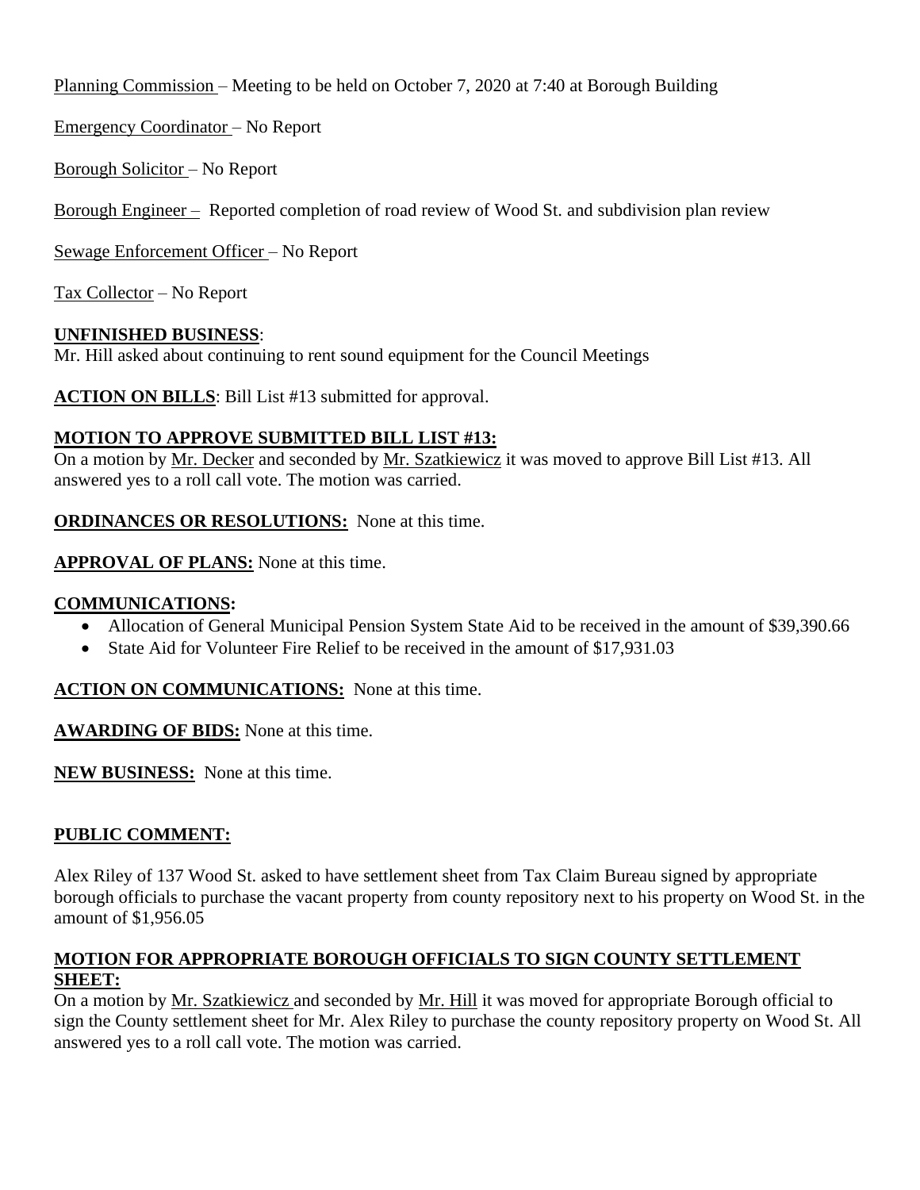Planning Commission – Meeting to be held on October 7, 2020 at 7:40 at Borough Building

Emergency Coordinator – No Report

Borough Solicitor – No Report

Borough Engineer – Reported completion of road review of Wood St. and subdivision plan review

Sewage Enforcement Officer – No Report

Tax Collector – No Report

**UNFINISHED BUSINESS**:
Mr. Hill asked about continuing to rent sound equipment for the Council Meetings

**ACTION ON BILLS**: Bill List #13 submitted for approval.

**MOTION TO APPROVE SUBMITTED BILL LIST #13:**
On a motion by Mr. Decker and seconded by Mr. Szatkiewicz it was moved to approve Bill List #13. All answered yes to a roll call vote. The motion was carried.

**ORDINANCES OR RESOLUTIONS:** None at this time.

**APPROVAL OF PLANS:** None at this time.

**COMMUNICATIONS:**

- Allocation of General Municipal Pension System State Aid to be received in the amount of $39,390.66
- State Aid for Volunteer Fire Relief to be received in the amount of $17,931.03

**ACTION ON COMMUNICATIONS:** None at this time.

**AWARDING OF BIDS:** None at this time.

**NEW BUSINESS:** None at this time.

**PUBLIC COMMENT:**

Alex Riley of 137 Wood St. asked to have settlement sheet from Tax Claim Bureau signed by appropriate borough officials to purchase the vacant property from county repository next to his property on Wood St. in the amount of $1,956.05

**MOTION FOR APPROPRIATE BOROUGH OFFICIALS TO SIGN COUNTY SETTLEMENT SHEET:**
On a motion by Mr. Szatkiewicz and seconded by Mr. Hill it was moved for appropriate Borough official to sign the County settlement sheet for Mr. Alex Riley to purchase the county repository property on Wood St. All answered yes to a roll call vote. The motion was carried.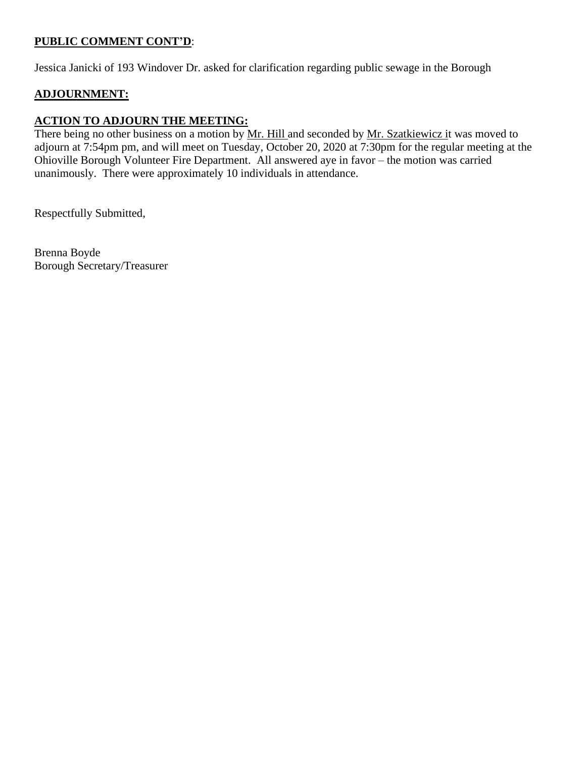**PUBLIC COMMENT CONT'D**:

Jessica Janicki of 193 Windover Dr. asked for clarification regarding public sewage in the Borough

**ADJOURNMENT:**

**ACTION TO ADJOURN THE MEETING:**

There being no other business on a motion by Mr. Hill and seconded by Mr. Szatkiewicz it was moved to adjourn at 7:54pm pm, and will meet on Tuesday, October 20, 2020 at 7:30pm for the regular meeting at the Ohioville Borough Volunteer Fire Department. All answered aye in favor – the motion was carried unanimously. There were approximately 10 individuals in attendance.

Respectfully Submitted,

Brenna Boyde
Borough Secretary/Treasurer